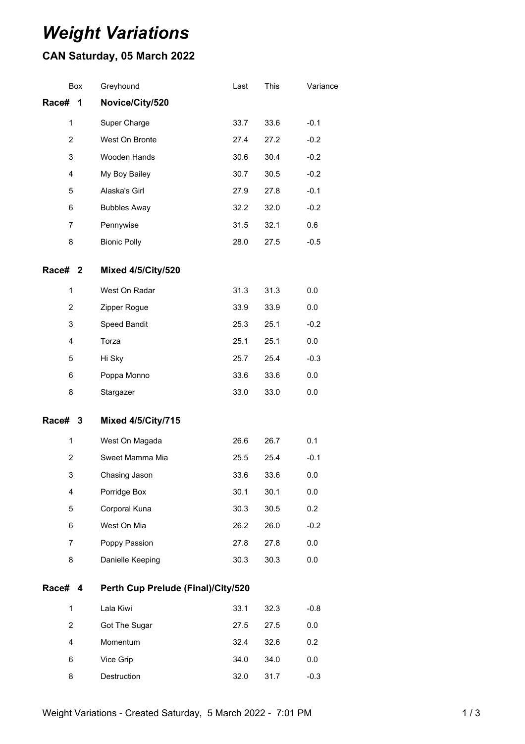# *Weight Variations*

## CAN Saturday, 05 March 2022

| Box | Greyhound | Last | This | Variance |
|---|---|---|---|---|
| **Race# 1** | **Novice/City/520** | | | |
| 1 | Super Charge | 33.7 | 33.6 | -0.1 |
| 2 | West On Bronte | 27.4 | 27.2 | -0.2 |
| 3 | Wooden Hands | 30.6 | 30.4 | -0.2 |
| 4 | My Boy Bailey | 30.7 | 30.5 | -0.2 |
| 5 | Alaska's Girl | 27.9 | 27.8 | -0.1 |
| 6 | Bubbles Away | 32.2 | 32.0 | -0.2 |
| 7 | Pennywise | 31.5 | 32.1 | 0.6 |
| 8 | Bionic Polly | 28.0 | 27.5 | -0.5 |
| **Race# 2** | **Mixed 4/5/City/520** | | | |
| 1 | West On Radar | 31.3 | 31.3 | 0.0 |
| 2 | Zipper Rogue | 33.9 | 33.9 | 0.0 |
| 3 | Speed Bandit | 25.3 | 25.1 | -0.2 |
| 4 | Torza | 25.1 | 25.1 | 0.0 |
| 5 | Hi Sky | 25.7 | 25.4 | -0.3 |
| 6 | Poppa Monno | 33.6 | 33.6 | 0.0 |
| 8 | Stargazer | 33.0 | 33.0 | 0.0 |
| **Race# 3** | **Mixed 4/5/City/715** | | | |
| 1 | West On Magada | 26.6 | 26.7 | 0.1 |
| 2 | Sweet Mamma Mia | 25.5 | 25.4 | -0.1 |
| 3 | Chasing Jason | 33.6 | 33.6 | 0.0 |
| 4 | Porridge Box | 30.1 | 30.1 | 0.0 |
| 5 | Corporal Kuna | 30.3 | 30.5 | 0.2 |
| 6 | West On Mia | 26.2 | 26.0 | -0.2 |
| 7 | Poppy Passion | 27.8 | 27.8 | 0.0 |
| 8 | Danielle Keeping | 30.3 | 30.3 | 0.0 |
| **Race# 4** | **Perth Cup Prelude (Final)/City/520** | | | |
| 1 | Lala Kiwi | 33.1 | 32.3 | -0.8 |
| 2 | Got The Sugar | 27.5 | 27.5 | 0.0 |
| 4 | Momentum | 32.4 | 32.6 | 0.2 |
| 6 | Vice Grip | 34.0 | 34.0 | 0.0 |
| 8 | Destruction | 32.0 | 31.7 | -0.3 |

Weight Variations - Created Saturday, 5 March 2022 - 7:01 PM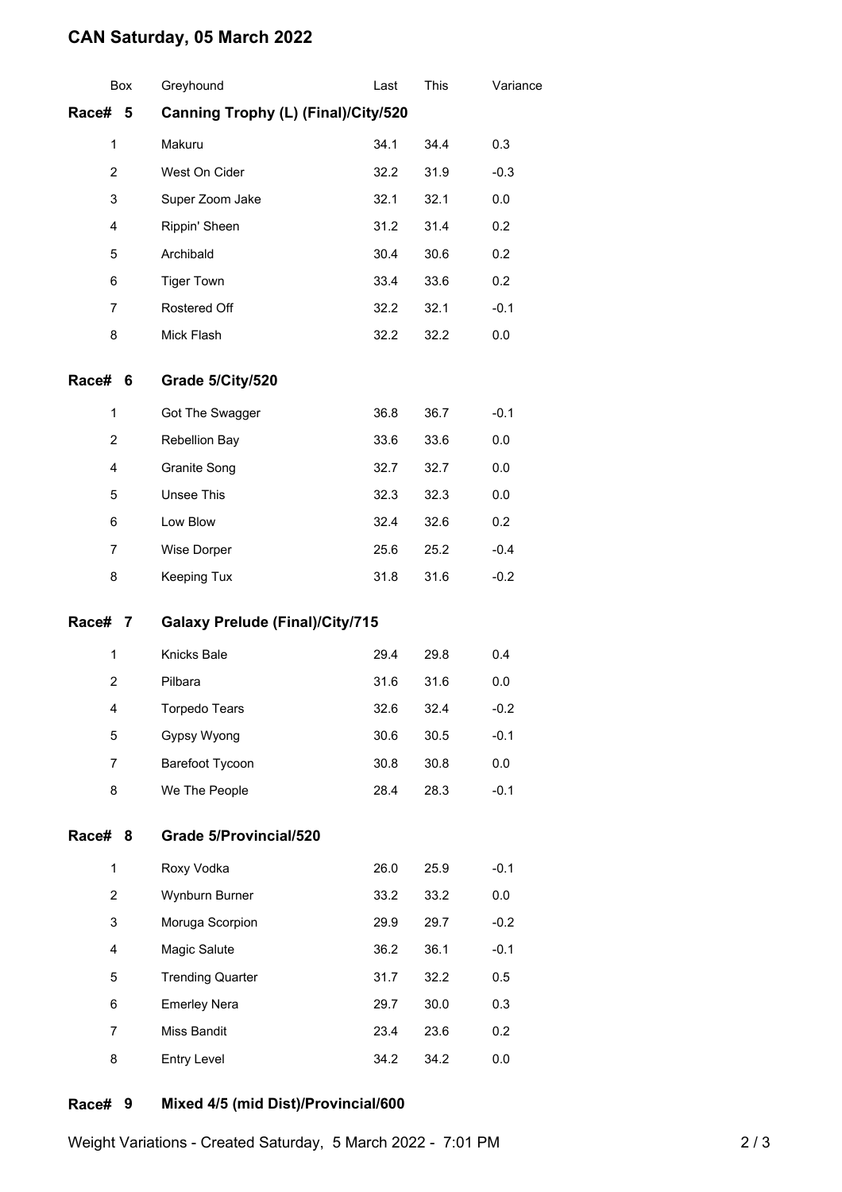# CAN Saturday, 05 March 2022

| Box | Greyhound | Last | This | Variance |
|---|---|---|---|---|
| **Race# 5** | **Canning Trophy (L) (Final)/City/520** | | | |
| 1 | Makuru | 34.1 | 34.4 | 0.3 |
| 2 | West On Cider | 32.2 | 31.9 | -0.3 |
| 3 | Super Zoom Jake | 32.1 | 32.1 | 0.0 |
| 4 | Rippin' Sheen | 31.2 | 31.4 | 0.2 |
| 5 | Archibald | 30.4 | 30.6 | 0.2 |
| 6 | Tiger Town | 33.4 | 33.6 | 0.2 |
| 7 | Rostered Off | 32.2 | 32.1 | -0.1 |
| 8 | Mick Flash | 32.2 | 32.2 | 0.0 |
| **Race# 6** | **Grade 5/City/520** | | | |
| 1 | Got The Swagger | 36.8 | 36.7 | -0.1 |
| 2 | Rebellion Bay | 33.6 | 33.6 | 0.0 |
| 4 | Granite Song | 32.7 | 32.7 | 0.0 |
| 5 | Unsee This | 32.3 | 32.3 | 0.0 |
| 6 | Low Blow | 32.4 | 32.6 | 0.2 |
| 7 | Wise Dorper | 25.6 | 25.2 | -0.4 |
| 8 | Keeping Tux | 31.8 | 31.6 | -0.2 |
| **Race# 7** | **Galaxy Prelude (Final)/City/715** | | | |
| 1 | Knicks Bale | 29.4 | 29.8 | 0.4 |
| 2 | Pilbara | 31.6 | 31.6 | 0.0 |
| 4 | Torpedo Tears | 32.6 | 32.4 | -0.2 |
| 5 | Gypsy Wyong | 30.6 | 30.5 | -0.1 |
| 7 | Barefoot Tycoon | 30.8 | 30.8 | 0.0 |
| 8 | We The People | 28.4 | 28.3 | -0.1 |
| **Race# 8** | **Grade 5/Provincial/520** | | | |
| 1 | Roxy Vodka | 26.0 | 25.9 | -0.1 |
| 2 | Wynburn Burner | 33.2 | 33.2 | 0.0 |
| 3 | Moruga Scorpion | 29.9 | 29.7 | -0.2 |
| 4 | Magic Salute | 36.2 | 36.1 | -0.1 |
| 5 | Trending Quarter | 31.7 | 32.2 | 0.5 |
| 6 | Emerley Nera | 29.7 | 30.0 | 0.3 |
| 7 | Miss Bandit | 23.4 | 23.6 | 0.2 |
| 8 | Entry Level | 34.2 | 34.2 | 0.0 |

**Race# 9 Mixed 4/5 (mid Dist)/Provincial/600**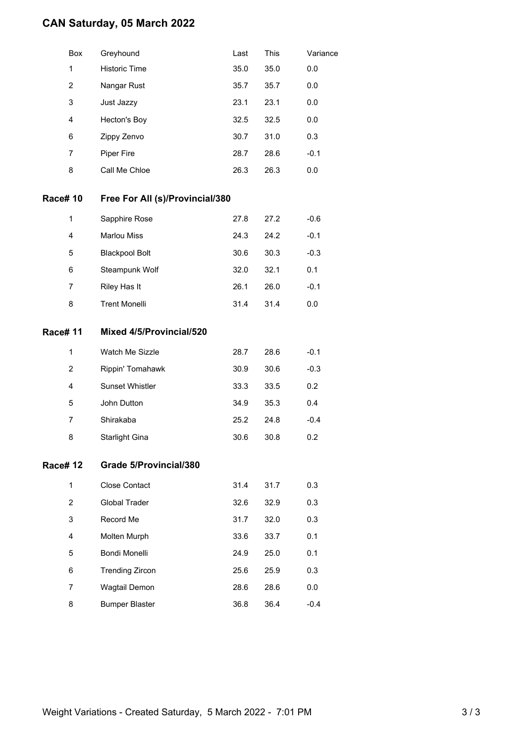## CAN Saturday, 05 March 2022

| Box | Greyhound | Last | This | Variance |
|---|---|---|---|---|
| 1 | Historic Time | 35.0 | 35.0 | 0.0 |
| 2 | Nangar Rust | 35.7 | 35.7 | 0.0 |
| 3 | Just Jazzy | 23.1 | 23.1 | 0.0 |
| 4 | Hecton's Boy | 32.5 | 32.5 | 0.0 |
| 6 | Zippy Zenvo | 30.7 | 31.0 | 0.3 |
| 7 | Piper Fire | 28.7 | 28.6 | -0.1 |
| 8 | Call Me Chloe | 26.3 | 26.3 | 0.0 |

### Race# 10 Free For All (s)/Provincial/380

| | | | | |
|---|---|---|---|---|
| 1 | Sapphire Rose | 27.8 | 27.2 | -0.6 |
| 4 | Marlou Miss | 24.3 | 24.2 | -0.1 |
| 5 | Blackpool Bolt | 30.6 | 30.3 | -0.3 |
| 6 | Steampunk Wolf | 32.0 | 32.1 | 0.1 |
| 7 | Riley Has It | 26.1 | 26.0 | -0.1 |
| 8 | Trent Monelli | 31.4 | 31.4 | 0.0 |

### Race# 11 Mixed 4/5/Provincial/520

| | | | | |
|---|---|---|---|---|
| 1 | Watch Me Sizzle | 28.7 | 28.6 | -0.1 |
| 2 | Rippin' Tomahawk | 30.9 | 30.6 | -0.3 |
| 4 | Sunset Whistler | 33.3 | 33.5 | 0.2 |
| 5 | John Dutton | 34.9 | 35.3 | 0.4 |
| 7 | Shirakaba | 25.2 | 24.8 | -0.4 |
| 8 | Starlight Gina | 30.6 | 30.8 | 0.2 |

### Race# 12 Grade 5/Provincial/380

| | | | | |
|---|---|---|---|---|
| 1 | Close Contact | 31.4 | 31.7 | 0.3 |
| 2 | Global Trader | 32.6 | 32.9 | 0.3 |
| 3 | Record Me | 31.7 | 32.0 | 0.3 |
| 4 | Molten Murph | 33.6 | 33.7 | 0.1 |
| 5 | Bondi Monelli | 24.9 | 25.0 | 0.1 |
| 6 | Trending Zircon | 25.6 | 25.9 | 0.3 |
| 7 | Wagtail Demon | 28.6 | 28.6 | 0.0 |
| 8 | Bumper Blaster | 36.8 | 36.4 | -0.4 |